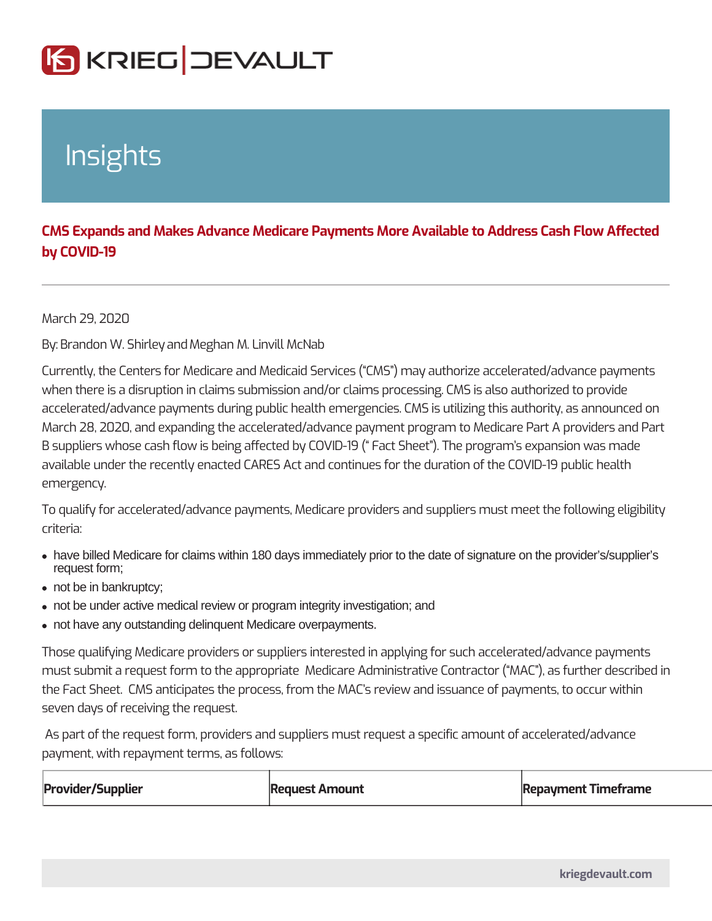# Insights

## CMS Expands and Makes Advance Medicare Payments More Available to Address Cash Flow Affected by COVID-19

March 29, 2020

By: Brandon W. Shirley and Meghan M. Linvill McNab

Currently, the Centers for Medicare and Medicaid Services ("CMS") may authorize accelerated/advance payments when there is a disruption in claims submission and/or claims processing. CMS is also authorized to provide accelerated/advance payments during public health emergencies. CMS is utilizing this authority, as announced on March 28, 2020, and expanding the accelerated/advance payment program to Medicare Part A providers and Part B suppliers whose cash flow is being affected by COVID-19 (" Fact Sheet"). The program's expansion was made available under the recently enacted CARES Act and continues for the duration of the COVID-19 public health emergency.

To qualify for accelerated/advance payments, Medicare providers and suppliers must meet the following eligibility criteria:

- have billed Medicare for claims within 180 days immediately prior to the date of signature on the provider's/supplier's request form;
- not be in bankruptcy;
- not be under active medical review or program integrity investigation; and
- not have any outstanding delinquent Medicare overpayments.

Those qualifying Medicare providers or suppliers interested in applying for such accelerated/advance payments must submit a request form to the appropriate Medicare Administrative Contractor ("MAC"), as further described in the Fact Sheet. CMS anticipates the process, from the MAC's review and issuance of payments, to occur within seven days of receiving the request.

As part of the request form, providers and suppliers must request a specific amount of accelerated/advance payment, with repayment terms, as follows:

| Provider/Supplier | Request Amount | Repayment Timeframe |
| --- | --- | --- |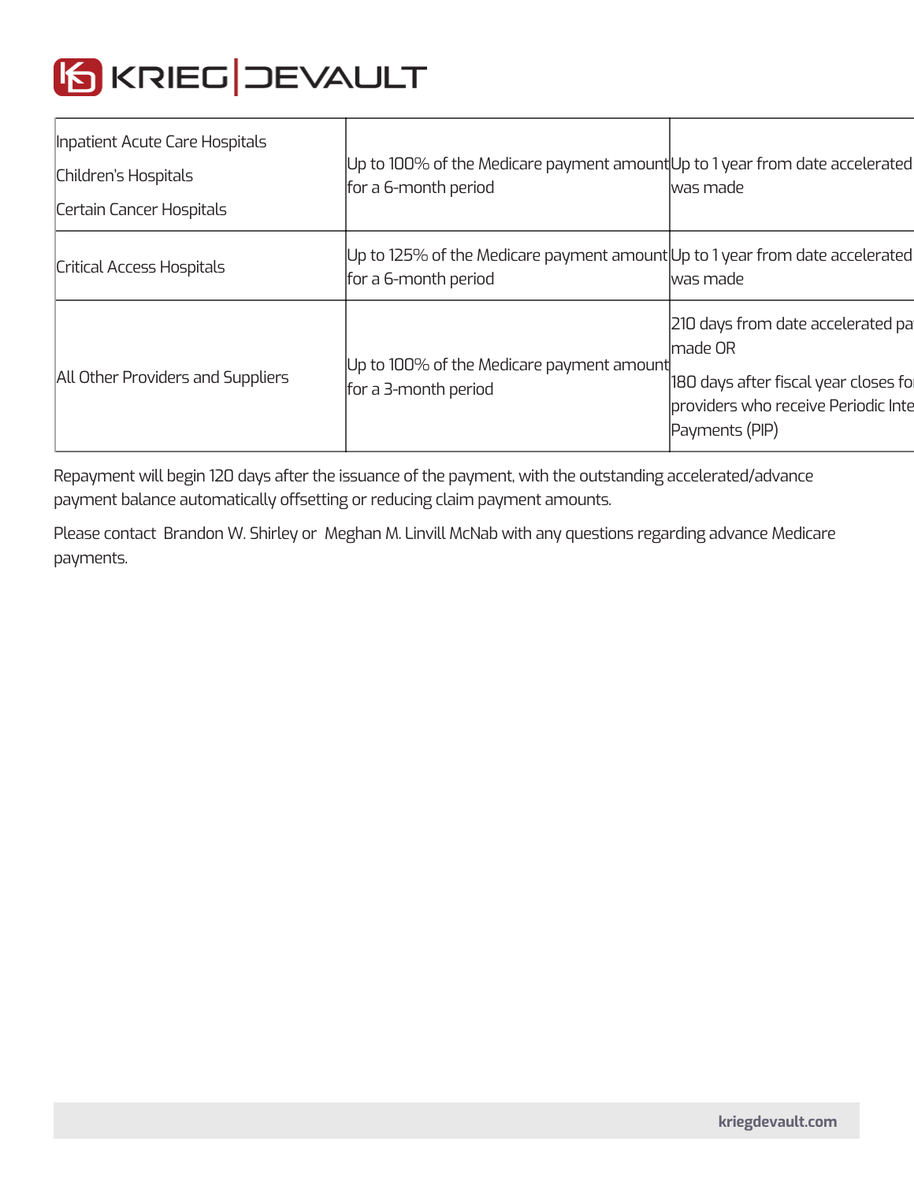| | | |
|---|---|---|
| Inpatient Acute Care Hospitals<br>Children's Hospitals<br>Certain Cancer Hospitals | Up to 100% of the Medicare payment amount for a 6-month period | Up to 1 year from date accelerated was made |
| Critical Access Hospitals | Up to 125% of the Medicare payment amount for a 6-month period | Up to 1 year from date accelerated was made |
| All Other Providers and Suppliers | Up to 100% of the Medicare payment amount for a 3-month period | 210 days from date accelerated pa made OR<br>180 days after fiscal year closes fo providers who receive Periodic Inte Payments (PIP) |

Repayment will begin 120 days after the issuance of the payment, with the outstanding accelerated/advance payment balance automatically offsetting or reducing claim payment amounts.

Please contact Brandon W. Shirley or Meghan M. Linvill McNab with any questions regarding advance Medicare payments.